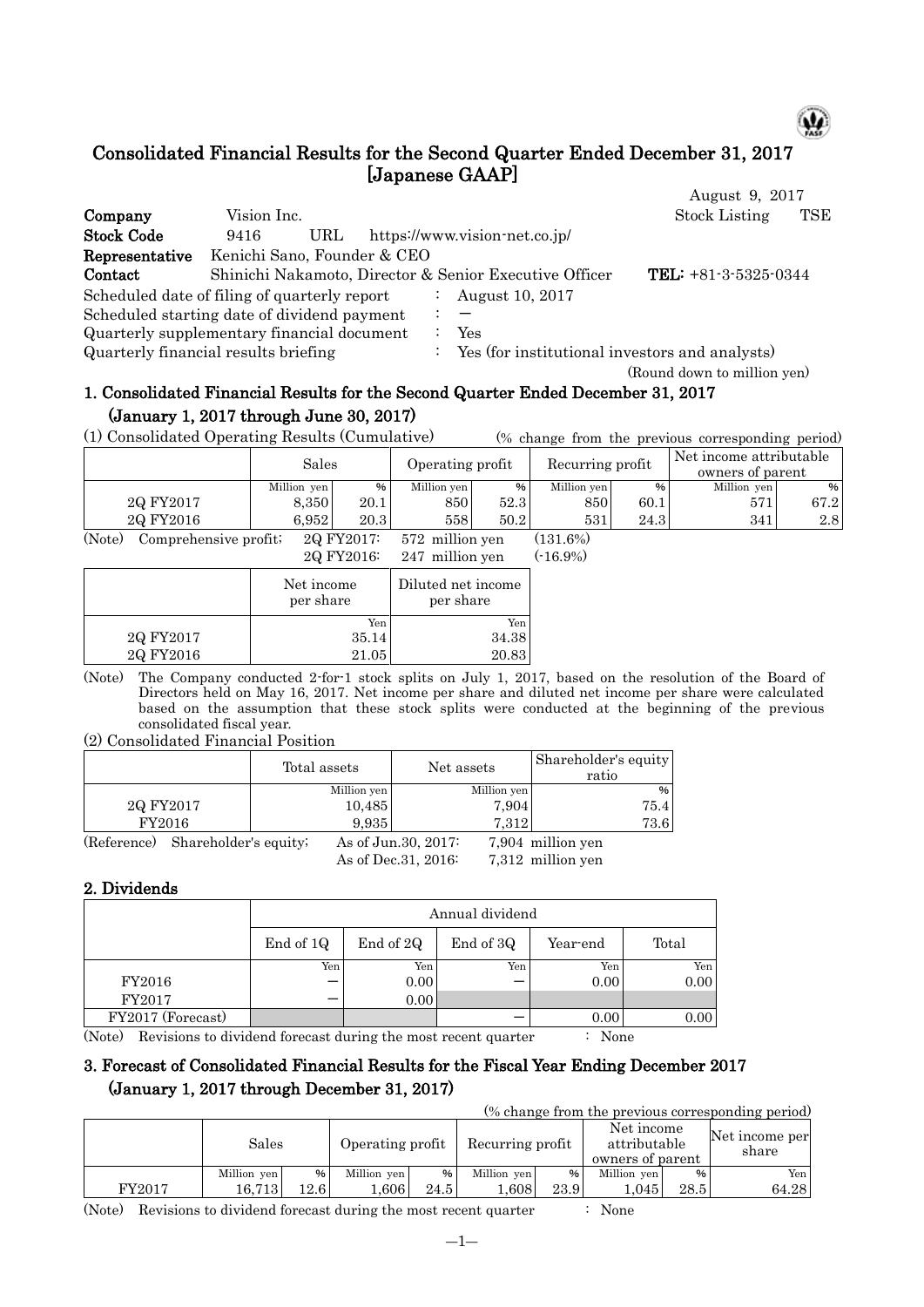# Consolidated Financial Results for the Second Quarter Ended December 31, 2017 [Japanese GAAP]

August 9, 2017

| | | | |
|---|---|---|---|
| **Company** | Vision Inc. | Stock Listing | TSE |
| **Stock Code** | 9416 URL https://www.vision-net.co.jp/ | | |
| **Representative** | Kenichi Sano, Founder & CEO | | |
| **Contact** | Shinichi Nakamoto, Director & Senior Executive Officer | **TEL:** +81-3-5325-0344 | |

Scheduled date of filing of quarterly report : August 10, 2017
Scheduled starting date of dividend payment : ―
Quarterly supplementary financial document : Yes
Quarterly financial results briefing : Yes (for institutional investors and analysts)

(Round down to million yen)

## 1. Consolidated Financial Results for the Second Quarter Ended December 31, 2017 (January 1, 2017 through June 30, 2017)

(1) Consolidated Operating Results (Cumulative) (% change from the previous corresponding period)

| | Sales | | Operating profit | | Recurring profit | | Net income attributable owners of parent | |
|---|---|---|---|---|---|---|---|---|
| | Million yen | % | Million yen | % | Million yen | % | Million yen | % |
| 2Q FY2017 | 8,350 | 20.1 | 850 | 52.3 | 850 | 60.1 | 571 | 67.2 |
| 2Q FY2016 | 6,952 | 20.3 | 558 | 50.2 | 531 | 24.3 | 341 | 2.8 |

(Note) Comprehensive profit; 2Q FY2017: 572 million yen (131.6%)
2Q FY2016: 247 million yen (-16.9%)

| | Net income per share | Diluted net income per share |
|---|---|---|
| | Yen | Yen |
| 2Q FY2017 | 35.14 | 34.38 |
| 2Q FY2016 | 21.05 | 20.83 |

(Note) The Company conducted 2-for-1 stock splits on July 1, 2017, based on the resolution of the Board of Directors held on May 16, 2017. Net income per share and diluted net income per share were calculated based on the assumption that these stock splits were conducted at the beginning of the previous consolidated fiscal year.

(2) Consolidated Financial Position

| | Total assets | Net assets | Shareholder's equity ratio |
|---|---|---|---|
| | Million yen | Million yen | % |
| 2Q FY2017 | 10,485 | 7,904 | 75.4 |
| FY2016 | 9,935 | 7,312 | 73.6 |

(Reference) Shareholder's equity; As of Jun.30, 2017: 7,904 million yen
As of Dec.31, 2016: 7,312 million yen

## 2. Dividends

| | Annual dividend | | | | |
|---|---|---|---|---|---|
| | End of 1Q | End of 2Q | End of 3Q | Year-end | Total |
| | Yen | Yen | Yen | Yen | Yen |
| FY2016 | ― | 0.00 | ― | 0.00 | 0.00 |
| FY2017 | ― | 0.00 | | | |
| FY2017 (Forecast) | | | ― | 0.00 | 0.00 |

(Note) Revisions to dividend forecast during the most recent quarter : None

## 3. Forecast of Consolidated Financial Results for the Fiscal Year Ending December 2017 (January 1, 2017 through December 31, 2017)

(% change from the previous corresponding period)

| | Sales | | Operating profit | | Recurring profit | | Net income attributable owners of parent | | Net income per share |
|---|---|---|---|---|---|---|---|---|---|
| | Million yen | % | Million yen | % | Million yen | % | Million yen | % | Yen |
| FY2017 | 16,713 | 12.6 | 1,606 | 24.5 | 1,608 | 23.9 | 1,045 | 28.5 | 64.28 |

(Note) Revisions to dividend forecast during the most recent quarter : None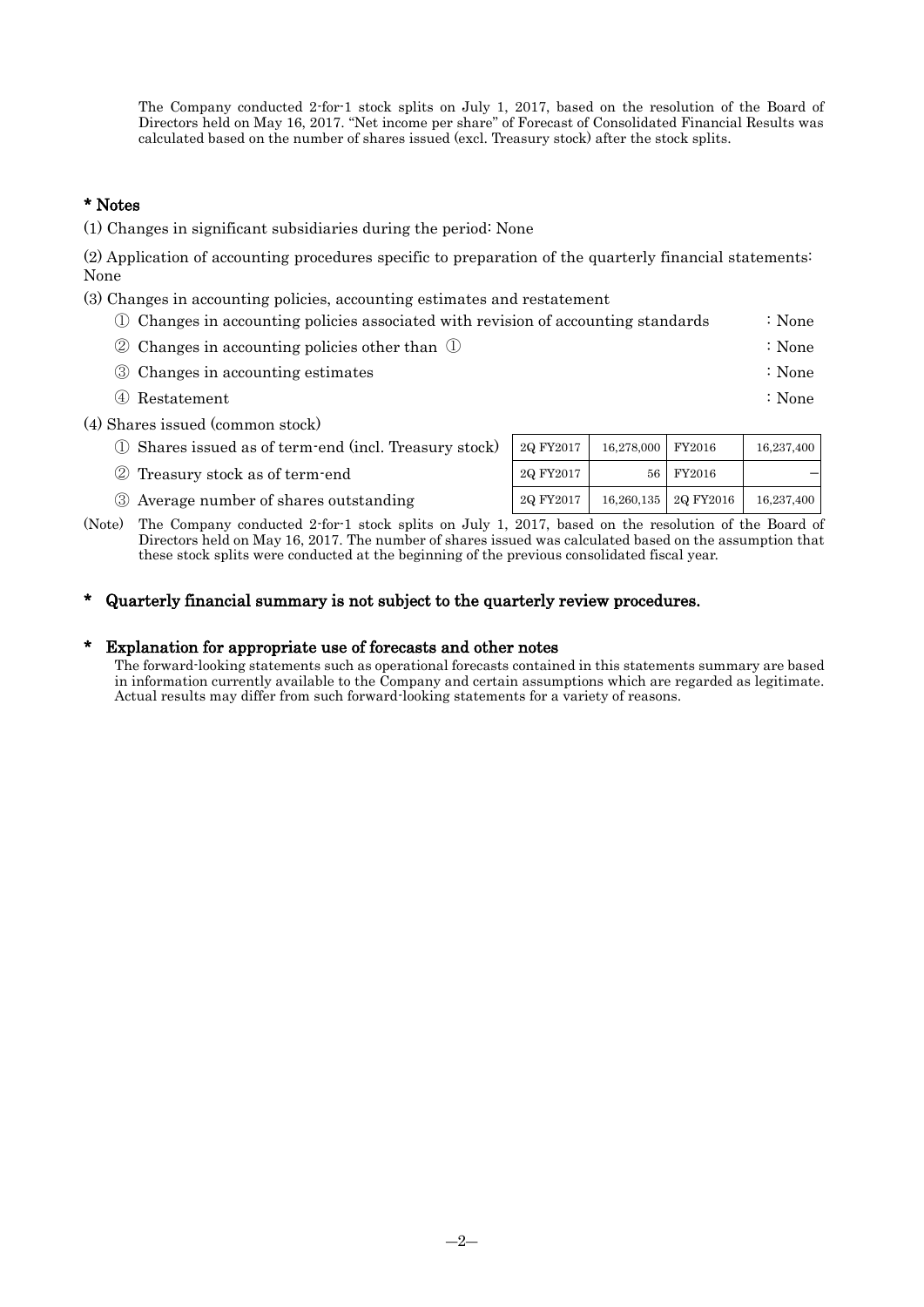The Company conducted 2-for-1 stock splits on July 1, 2017, based on the resolution of the Board of Directors held on May 16, 2017. "Net income per share" of Forecast of Consolidated Financial Results was calculated based on the number of shares issued (excl. Treasury stock) after the stock splits.

## * Notes

(1) Changes in significant subsidiaries during the period: None

(2) Application of accounting procedures specific to preparation of the quarterly financial statements: None

(3) Changes in accounting policies, accounting estimates and restatement

① Changes in accounting policies associated with revision of accounting standards : None

② Changes in accounting policies other than ① : None

③ Changes in accounting estimates : None

④ Restatement : None

(4) Shares issued (common stock)

| | | | | |
|---|---|---|---|---|
| ① Shares issued as of term-end (incl. Treasury stock) | 2Q FY2017 | 16,278,000 | FY2016 | 16,237,400 |
| ② Treasury stock as of term-end | 2Q FY2017 | 56 | FY2016 | – |
| ③ Average number of shares outstanding | 2Q FY2017 | 16,260,135 | 2Q FY2016 | 16,237,400 |

(Note) The Company conducted 2-for-1 stock splits on July 1, 2017, based on the resolution of the Board of Directors held on May 16, 2017. The number of shares issued was calculated based on the assumption that these stock splits were conducted at the beginning of the previous consolidated fiscal year.

## * Quarterly financial summary is not subject to the quarterly review procedures.

## * Explanation for appropriate use of forecasts and other notes

The forward-looking statements such as operational forecasts contained in this statements summary are based in information currently available to the Company and certain assumptions which are regarded as legitimate. Actual results may differ from such forward-looking statements for a variety of reasons.